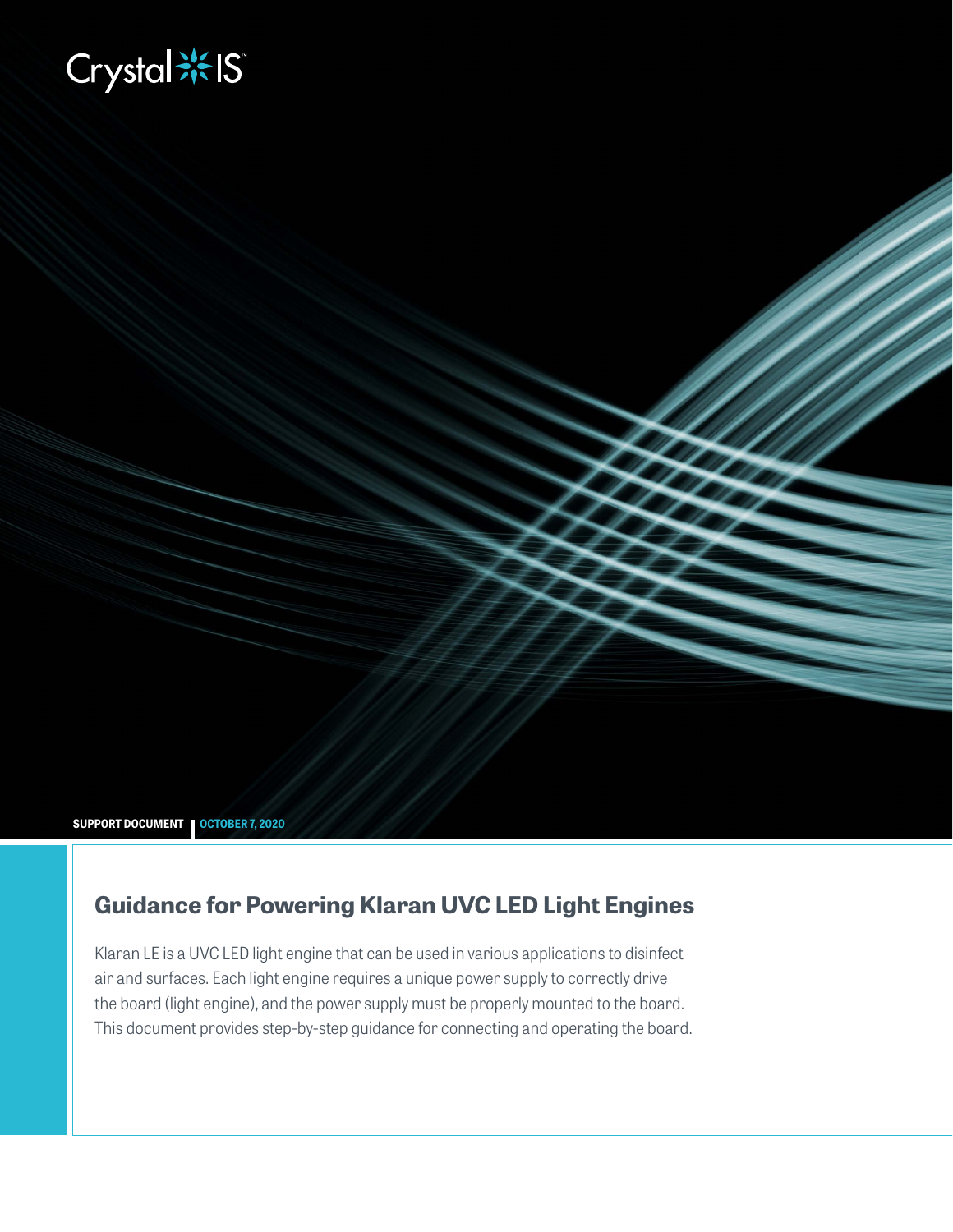Crystal IS

SUPPORT DOCUMENT | OCTOBER 7, 2020

# Guidance for Powering Klaran UVC LED Light Engines

Klaran LE is a UVC LED light engine that can be used in various applications to disinfect air and surfaces. Each light engine requires a unique power supply to correctly drive the board (light engine), and the power supply must be properly mounted to the board. This document provides step-by-step guidance for connecting and operating the board.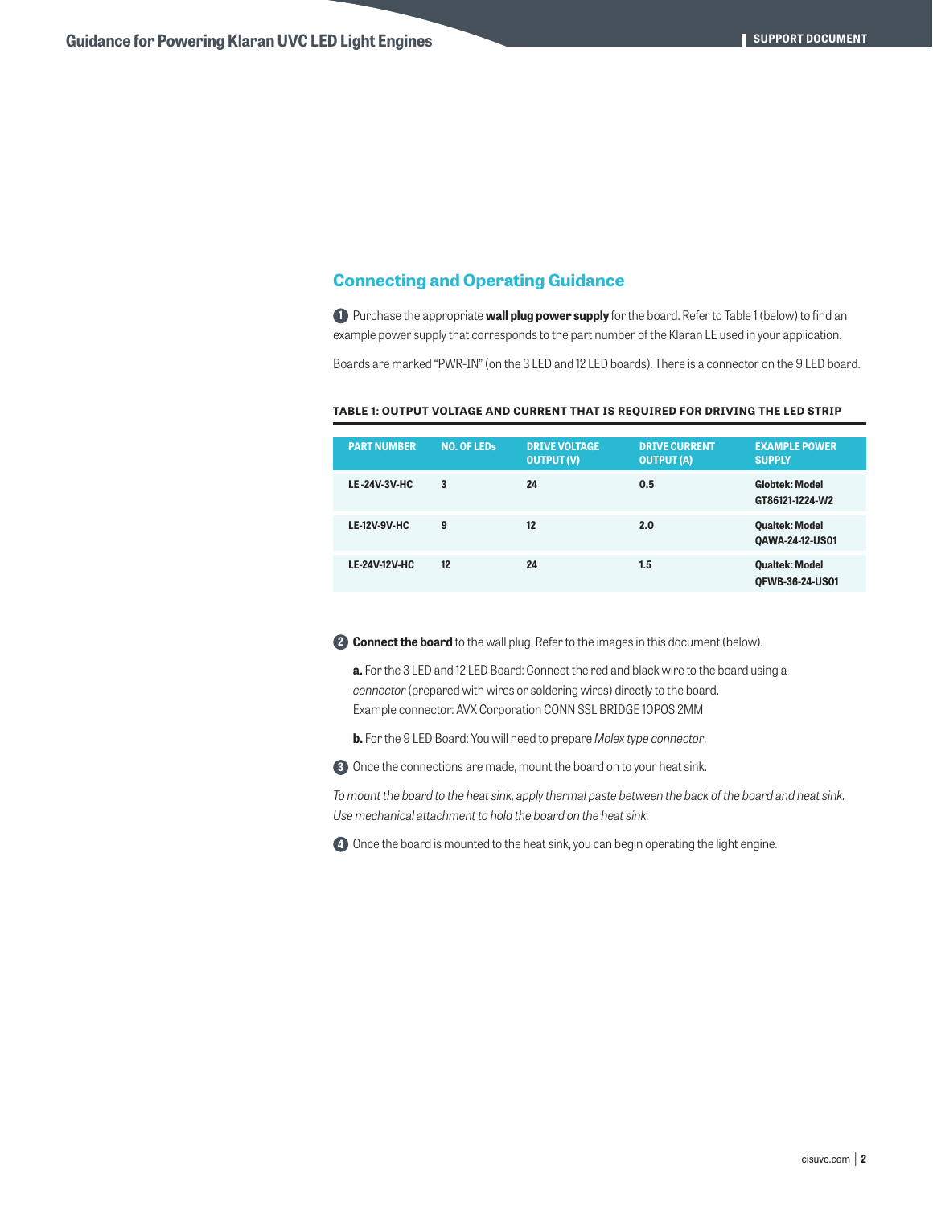## Connecting and Operating Guidance

1. Purchase the appropriate **wall plug power supply** for the board. Refer to Table 1 (below) to find an example power supply that corresponds to the part number of the Klaran LE used in your application.

Boards are marked "PWR-IN" (on the 3 LED and 12 LED boards). There is a connector on the 9 LED board.

**TABLE 1: OUTPUT VOLTAGE AND CURRENT THAT IS REQUIRED FOR DRIVING THE LED STRIP**

| PART NUMBER | NO. OF LEDs | DRIVE VOLTAGE OUTPUT (V) | DRIVE CURRENT OUTPUT (A) | EXAMPLE POWER SUPPLY |
|---|---|---|---|---|
| LE -24V-3V-HC | 3 | 24 | 0.5 | Globtek: Model GT86121-1224-W2 |
| LE-12V-9V-HC | 9 | 12 | 2.0 | Qualtek: Model QAWA-24-12-US01 |
| LE-24V-12V-HC | 12 | 24 | 1.5 | Qualtek: Model QFWB-36-24-US01 |

2. **Connect the board** to the wall plug. Refer to the images in this document (below).

   **a.** For the 3 LED and 12 LED Board: Connect the red and black wire to the board using a *connector* (prepared with wires or soldering wires) directly to the board.
   Example connector: AVX Corporation CONN SSL BRIDGE 10POS 2MM

   **b.** For the 9 LED Board: You will need to prepare *Molex type connector*.

3. Once the connections are made, mount the board on to your heat sink.

*To mount the board to the heat sink, apply thermal paste between the back of the board and heat sink. Use mechanical attachment to hold the board on the heat sink.*

4. Once the board is mounted to the heat sink, you can begin operating the light engine.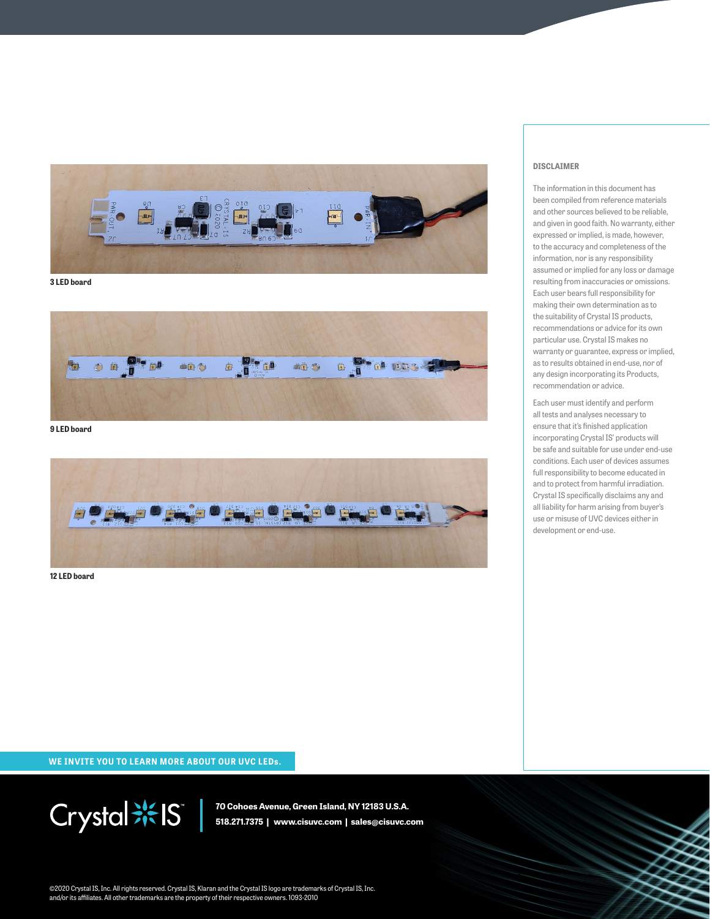3 LED board

9 LED board

12 LED board

**DISCLAIMER**

The information in this document has been compiled from reference materials and other sources believed to be reliable, and given in good faith. No warranty, either expressed or implied, is made, however, to the accuracy and completeness of the information, nor is any responsibility assumed or implied for any loss or damage resulting from inaccuracies or omissions. Each user bears full responsibility for making their own determination as to the suitability of Crystal IS products, recommendations or advice for its own particular use. Crystal IS makes no warranty or guarantee, express or implied, as to results obtained in end-use, nor of any design incorporating its Products, recommendation or advice.

Each user must identify and perform all tests and analyses necessary to ensure that it's finished application incorporating Crystal IS' products will be safe and suitable for use under end-use conditions. Each user of devices assumes full responsibility to become educated in and to protect from harmful irradiation. Crystal IS specifically disclaims any and all liability for harm arising from buyer's use or misuse of UVC devices either in development or end-use.

**WE INVITE YOU TO LEARN MORE ABOUT OUR UVC LEDs.**

Crystal IS™

**70 Cohoes Avenue, Green Island, NY 12183 U.S.A.**
**518.271.7375 | www.cisuvc.com | sales@cisuvc.com**

©2020 Crystal IS, Inc. All rights reserved. Crystal IS, Klaran and the Crystal IS logo are trademarks of Crystal IS, Inc. and/or its affiliates. All other trademarks are the property of their respective owners. 1093-2010